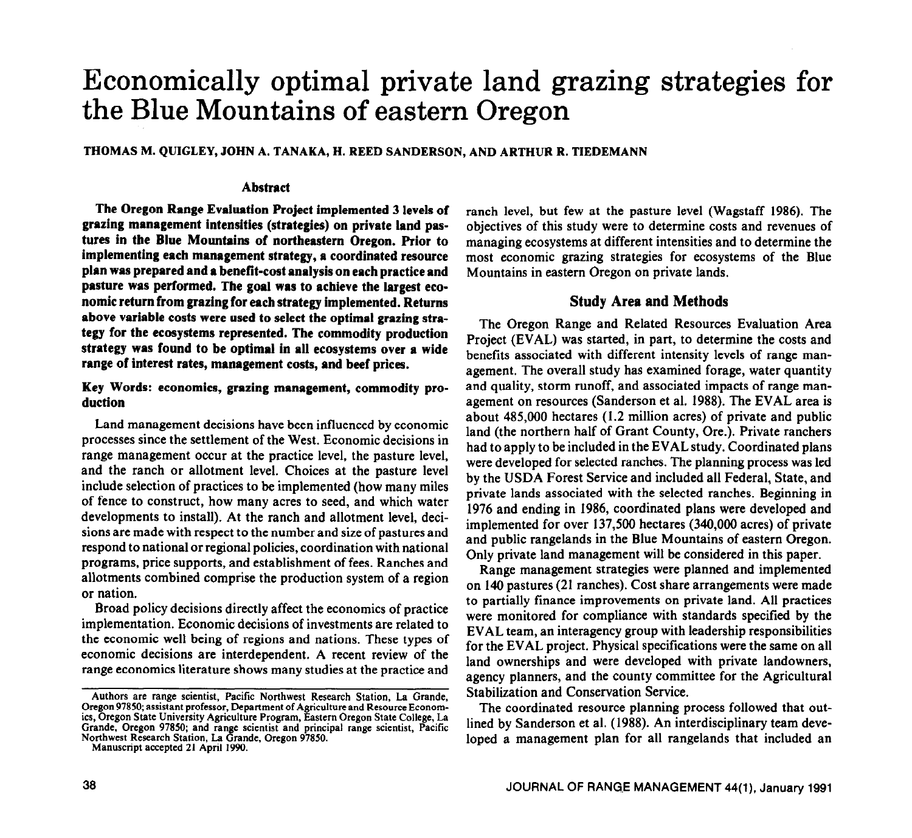# Economically optimal private land grazing strategies for the Blue Mountains of eastern Oregon

**THOMAS M. QUIGLEY, JOHN A. TANAKA, H. REED SANDERSON, AND ARTHUR R. TIEDEMANN**

## Abstract

**The Oregon Range Evaluation Project implemented 3 levels of grazing management intensities (strategies) on private land pastures in the Blue Mountains of northeastern Oregon. Prior to implementing each management strategy, a coordinated resource plan was prepared and a benefit-cost analysis on each practice and pasture was performed. The goal was to achieve the largest economic return from grazing for each strategy implemented. Returns above variable costs were used to select the optimal grazing strategy for the ecosystems represented. The commodity production strategy was found to be optimal in all ecosystems over a wide range of interest rates, management costs, and beef prices.**

**Key Words: economics, grazing management, commodity production**

Land management decisions have been influenced by economic processes since the settlement of the West. Economic decisions in range management occur at the practice level, the pasture level, and the ranch or allotment level. Choices at the pasture level include selection of practices to be implemented (how many miles of fence to construct, how many acres to seed, and which water developments to install). At the ranch and allotment level, decisions are made with respect to the number and size of pastures and respond to national or regional policies, coordination with national programs, price supports, and establishment of fees. Ranches and allotments combined comprise the production system of a region or nation.

Broad policy decisions directly affect the economics of practice implementation. Economic decisions of investments are related to the economic well being of regions and nations. These types of economic decisions are interdependent. A recent review of the range economics literature shows many studies at the practice and ranch level, but few at the pasture level (Wagstaff 1986). The objectives of this study were to determine costs and revenues of managing ecosystems at different intensities and to determine the most economic grazing strategies for ecosystems of the Blue Mountains in eastern Oregon on private lands.

Authors are range scientist, Pacific Northwest Research Station, La Grande, Oregon 97850; assistant professor, Department of Agriculture and Resource Economics, Oregon State University Agriculture Program, Eastern Oregon State College, La Grande, Oregon 97850; and range scientist and principal range scientist, Pacific Northwest Research Station, La Grande, Oregon 97850.

Manuscript accepted 21 April 1990.

## Study Area and Methods

The Oregon Range and Related Resources Evaluation Area Project (EVAL) was started, in part, to determine the costs and benefits associated with different intensity levels of range management. The overall study has examined forage, water quantity and quality, storm runoff, and associated impacts of range management on resources (Sanderson et al. 1988). The EVAL area is about 485,000 hectares (1.2 million acres) of private and public land (the northern half of Grant County, Ore.). Private ranchers had to apply to be included in the EVAL study. Coordinated plans were developed for selected ranches. The planning process was led by the USDA Forest Service and included all Federal, State, and private lands associated with the selected ranches. Beginning in 1976 and ending in 1986, coordinated plans were developed and implemented for over 137,500 hectares (340,000 acres) of private and public rangelands in the Blue Mountains of eastern Oregon. Only private land management will be considered in this paper.

Range management strategies were planned and implemented on 140 pastures (21 ranches). Cost share arrangements were made to partially finance improvements on private land. All practices were monitored for compliance with standards specified by the EVAL team, an interagency group with leadership responsibilities for the EVAL project. Physical specifications were the same on all land ownerships and were developed with private landowners, agency planners, and the county committee for the Agricultural Stabilization and Conservation Service.

The coordinated resource planning process followed that outlined by Sanderson et al. (1988). An interdisciplinary team developed a management plan for all rangelands that included an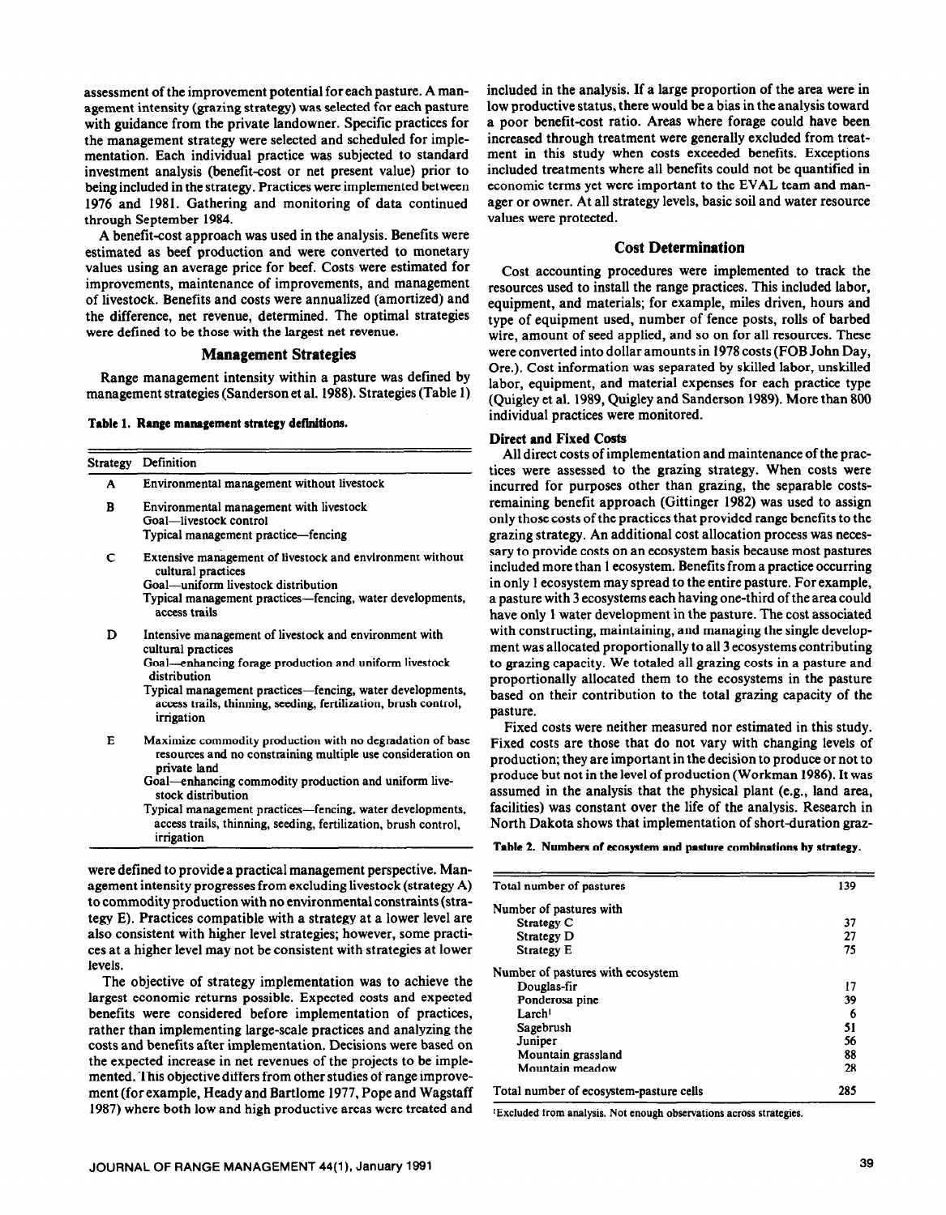assessment of the improvement potential for each pasture. A management intensity (grazing strategy) was selected for each pasture with guidance from the private landowner. Specific practices for the management strategy were selected and scheduled for implementation. Each individual practice was subjected to standard investment analysis (benefit-cost or net present value) prior to being included in the strategy. Practices were implemented between 1976 and 1981. Gathering and monitoring of data continued through September 1984.

A benefit-cost approach was used in the analysis. Benefits were estimated as beef production and were converted to monetary values using an average price for beef. Costs were estimated for improvements, maintenance of improvements, and management of livestock. Benefits and costs were annualized (amortized) and the difference, net revenue, determined. The optimal strategies were defined to be those with the largest net revenue.

## Management Strategies

Range management intensity within a pasture was defined by management strategies (Sanderson et al. 1988). Strategies (Table 1) were defined to provide a practical management perspective. Management intensity progresses from excluding livestock (strategy A) to commodity production with no environmental constraints (strategy E). Practices compatible with a strategy at a lower level are also consistent with higher level strategies; however, some practices at a higher level may not be consistent with strategies at lower levels.

**Table 1. Range management strategy definitions.**

| Strategy | Definition |
|---|---|
| A | Environmental management without livestock |
| B | Environmental management with livestock<br>Goal—livestock control<br>Typical management practice—fencing |
| C | Extensive management of livestock and environment without cultural practices<br>Goal—uniform livestock distribution<br>Typical management practices—fencing, water developments, access trails |
| D | Intensive management of livestock and environment with cultural practices<br>Goal—enhancing forage production and uniform livestock distribution<br>Typical management practices—fencing, water developments, access trails, thinning, seeding, fertilization, brush control, irrigation |
| E | Maximize commodity production with no degradation of base resources and no constraining multiple use consideration on private land<br>Goal—enhancing commodity production and uniform livestock distribution<br>Typical management practices—fencing, water developments, access trails, thinning, seeding, fertilization, brush control, irrigation |

The objective of strategy implementation was to achieve the largest economic returns possible. Expected costs and expected benefits were considered before implementation of practices, rather than implementing large-scale practices and analyzing the costs and benefits after implementation. Decisions were based on the expected increase in net revenues of the projects to be implemented. This objective differs from other studies of range improvement (for example, Heady and Bartlome 1977, Pope and Wagstaff 1987) where both low and high productive areas were treated and included in the analysis. If a large proportion of the area were in low productive status, there would be a bias in the analysis toward a poor benefit-cost ratio. Areas where forage could have been increased through treatment were generally excluded from treatment in this study when costs exceeded benefits. Exceptions included treatments where all benefits could not be quantified in economic terms yet were important to the EVAL team and manager or owner. At all strategy levels, basic soil and water resource values were protected.

## Cost Determination

Cost accounting procedures were implemented to track the resources used to install the range practices. This included labor, equipment, and materials; for example, miles driven, hours and type of equipment used, number of fence posts, rolls of barbed wire, amount of seed applied, and so on for all resources. These were converted into dollar amounts in 1978 costs (FOB John Day, Ore.). Cost information was separated by skilled labor, unskilled labor, equipment, and material expenses for each practice type (Quigley et al. 1989, Quigley and Sanderson 1989). More than 800 individual practices were monitored.

### Direct and Fixed Costs

All direct costs of implementation and maintenance of the practices were assessed to the grazing strategy. When costs were incurred for purposes other than grazing, the separable costs-remaining benefit approach (Gittinger 1982) was used to assign only those costs of the practices that provided range benefits to the grazing strategy. An additional cost allocation process was necessary to provide costs on an ecosystem basis because most pastures included more than 1 ecosystem. Benefits from a practice occurring in only 1 ecosystem may spread to the entire pasture. For example, a pasture with 3 ecosystems each having one-third of the area could have only 1 water development in the pasture. The cost associated with constructing, maintaining, and managing the single development was allocated proportionally to all 3 ecosystems contributing to grazing capacity. We totaled all grazing costs in a pasture and proportionally allocated them to the ecosystems in the pasture based on their contribution to the total grazing capacity of the pasture.

Fixed costs were neither measured nor estimated in this study. Fixed costs are those that do not vary with changing levels of production; they are important in the decision to produce or not to produce but not in the level of production (Workman 1986). It was assumed in the analysis that the physical plant (e.g., land area, facilities) was constant over the life of the analysis. Research in North Dakota shows that implementation of short-duration graz-

**Table 2. Numbers of ecosystem and pasture combinations by strategy.**

| | |
|---|---|
| Total number of pastures | 139 |
| Number of pastures with | |
| Strategy C | 37 |
| Strategy D | 27 |
| Strategy E | 75 |
| Number of pastures with ecosystem | |
| Douglas-fir | 17 |
| Ponderosa pine | 39 |
| Larch[1] | 6 |
| Sagebrush | 51 |
| Juniper | 56 |
| Mountain grassland | 88 |
| Mountain meadow | 28 |
| Total number of ecosystem-pasture cells | 285 |

[1]Excluded from analysis. Not enough observations across strategies.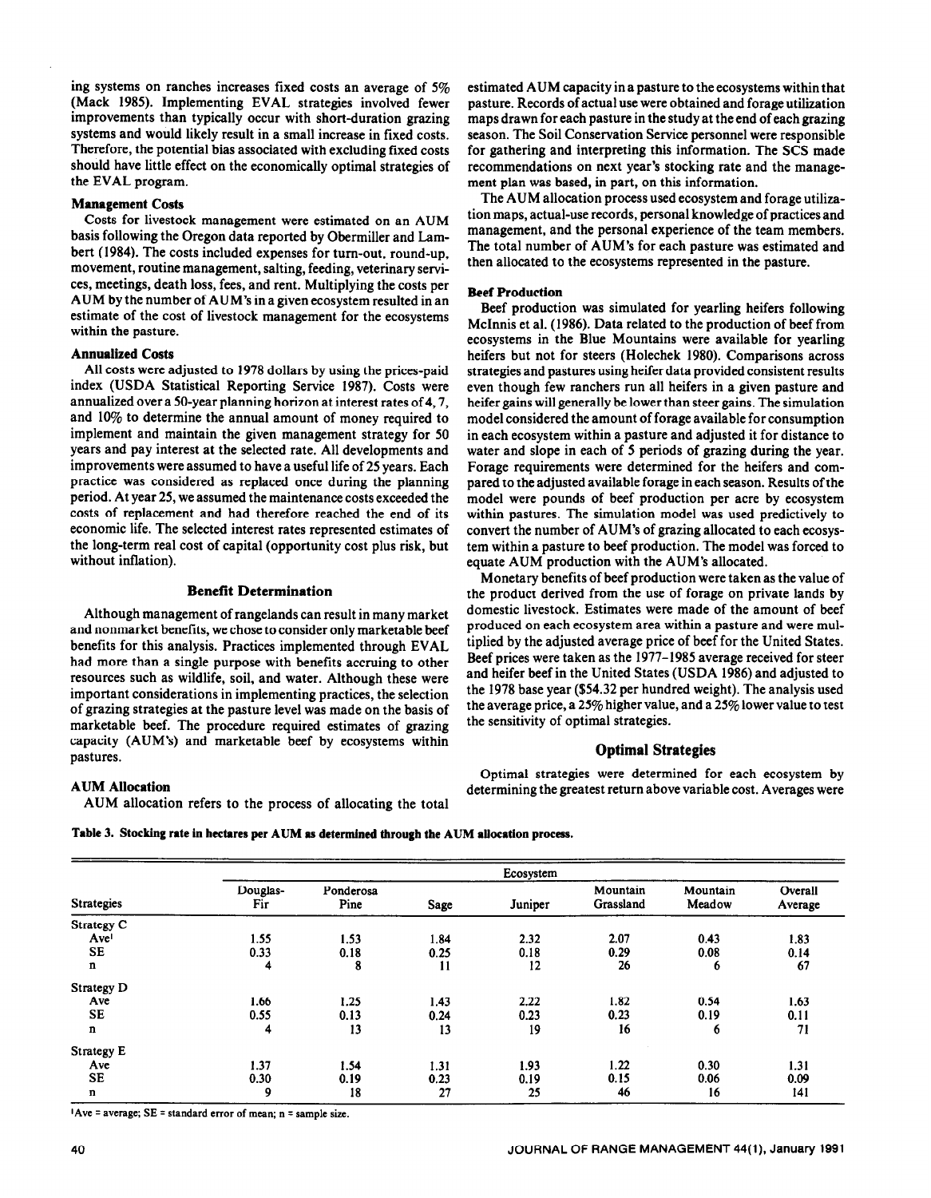ing systems on ranches increases fixed costs an average of 5% (Mack 1985). Implementing EVAL strategies involved fewer improvements than typically occur with short-duration grazing systems and would likely result in a small increase in fixed costs. Therefore, the potential bias associated with excluding fixed costs should have little effect on the economically optimal strategies of the EVAL program.

### Management Costs

Costs for livestock management were estimated on an AUM basis following the Oregon data reported by Obermiller and Lambert (1984). The costs included expenses for turn-out, round-up, movement, routine management, salting, feeding, veterinary services, meetings, death loss, fees, and rent. Multiplying the costs per AUM by the number of AUM's in a given ecosystem resulted in an estimate of the cost of livestock management for the ecosystems within the pasture.

### Annualized Costs

All costs were adjusted to 1978 dollars by using the prices-paid index (USDA Statistical Reporting Service 1987). Costs were annualized over a 50-year planning horizon at interest rates of 4, 7, and 10% to determine the annual amount of money required to implement and maintain the given management strategy for 50 years and pay interest at the selected rate. All developments and improvements were assumed to have a useful life of 25 years. Each practice was considered as replaced once during the planning period. At year 25, we assumed the maintenance costs exceeded the costs of replacement and had therefore reached the end of its economic life. The selected interest rates represented estimates of the long-term real cost of capital (opportunity cost plus risk, but without inflation).

## Benefit Determination

Although management of rangelands can result in many market and nonmarket benefits, we chose to consider only marketable beef benefits for this analysis. Practices implemented through EVAL had more than a single purpose with benefits accruing to other resources such as wildlife, soil, and water. Although these were important considerations in implementing practices, the selection of grazing strategies at the pasture level was made on the basis of marketable beef. The procedure required estimates of grazing capacity (AUM's) and marketable beef by ecosystems within pastures.

### AUM Allocation

AUM allocation refers to the process of allocating the total estimated AUM capacity in a pasture to the ecosystems within that pasture. Records of actual use were obtained and forage utilization maps drawn for each pasture in the study at the end of each grazing season. The Soil Conservation Service personnel were responsible for gathering and interpreting this information. The SCS made recommendations on next year's stocking rate and the management plan was based, in part, on this information.

The AUM allocation process used ecosystem and forage utilization maps, actual-use records, personal knowledge of practices and management, and the personal experience of the team members. The total number of AUM's for each pasture was estimated and then allocated to the ecosystems represented in the pasture.

### Beef Production

Beef production was simulated for yearling heifers following McInnis et al. (1986). Data related to the production of beef from ecosystems in the Blue Mountains were available for yearling heifers but not for steers (Holechek 1980). Comparisons across strategies and pastures using heifer data provided consistent results even though few ranchers run all heifers in a given pasture and heifer gains will generally be lower than steer gains. The simulation model considered the amount of forage available for consumption in each ecosystem within a pasture and adjusted it for distance to water and slope in each of 5 periods of grazing during the year. Forage requirements were determined for the heifers and compared to the adjusted available forage in each season. Results of the model were pounds of beef production per acre by ecosystem within pastures. The simulation model was used predictively to convert the number of AUM's of grazing allocated to each ecosystem within a pasture to beef production. The model was forced to equate AUM production with the AUM's allocated.

Monetary benefits of beef production were taken as the value of the product derived from the use of forage on private lands by domestic livestock. Estimates were made of the amount of beef produced on each ecosystem area within a pasture and were multiplied by the adjusted average price of beef for the United States. Beef prices were taken as the 1977–1985 average received for steer and heifer beef in the United States (USDA 1986) and adjusted to the 1978 base year ($54.32 per hundred weight). The analysis used the average price, a 25% higher value, and a 25% lower value to test the sensitivity of optimal strategies.

## Optimal Strategies

Optimal strategies were determined for each ecosystem by determining the greatest return above variable cost. Averages were

**Table 3. Stocking rate in hectares per AUM as determined through the AUM allocation process.**

| | Ecosystem | | | | | | |
|---|---|---|---|---|---|---|---|
| Strategies | Douglas-Fir | Ponderosa Pine | Sage | Juniper | Mountain Grassland | Mountain Meadow | Overall Average |
| Strategy C | | | | | | | |
| Ave[1] | 1.55 | 1.53 | 1.84 | 2.32 | 2.07 | 0.43 | 1.83 |
| SE | 0.33 | 0.18 | 0.25 | 0.18 | 0.29 | 0.08 | 0.14 |
| n | 4 | 8 | 11 | 12 | 26 | 6 | 67 |
| Strategy D | | | | | | | |
| Ave | 1.66 | 1.25 | 1.43 | 2.22 | 1.82 | 0.54 | 1.63 |
| SE | 0.55 | 0.13 | 0.24 | 0.23 | 0.23 | 0.19 | 0.11 |
| n | 4 | 13 | 13 | 19 | 16 | 6 | 71 |
| Strategy E | | | | | | | |
| Ave | 1.37 | 1.54 | 1.31 | 1.93 | 1.22 | 0.30 | 1.31 |
| SE | 0.30 | 0.19 | 0.23 | 0.19 | 0.15 | 0.06 | 0.09 |
| n | 9 | 18 | 27 | 25 | 46 | 16 | 141 |

[1]Ave = average; SE = standard error of mean; n = sample size.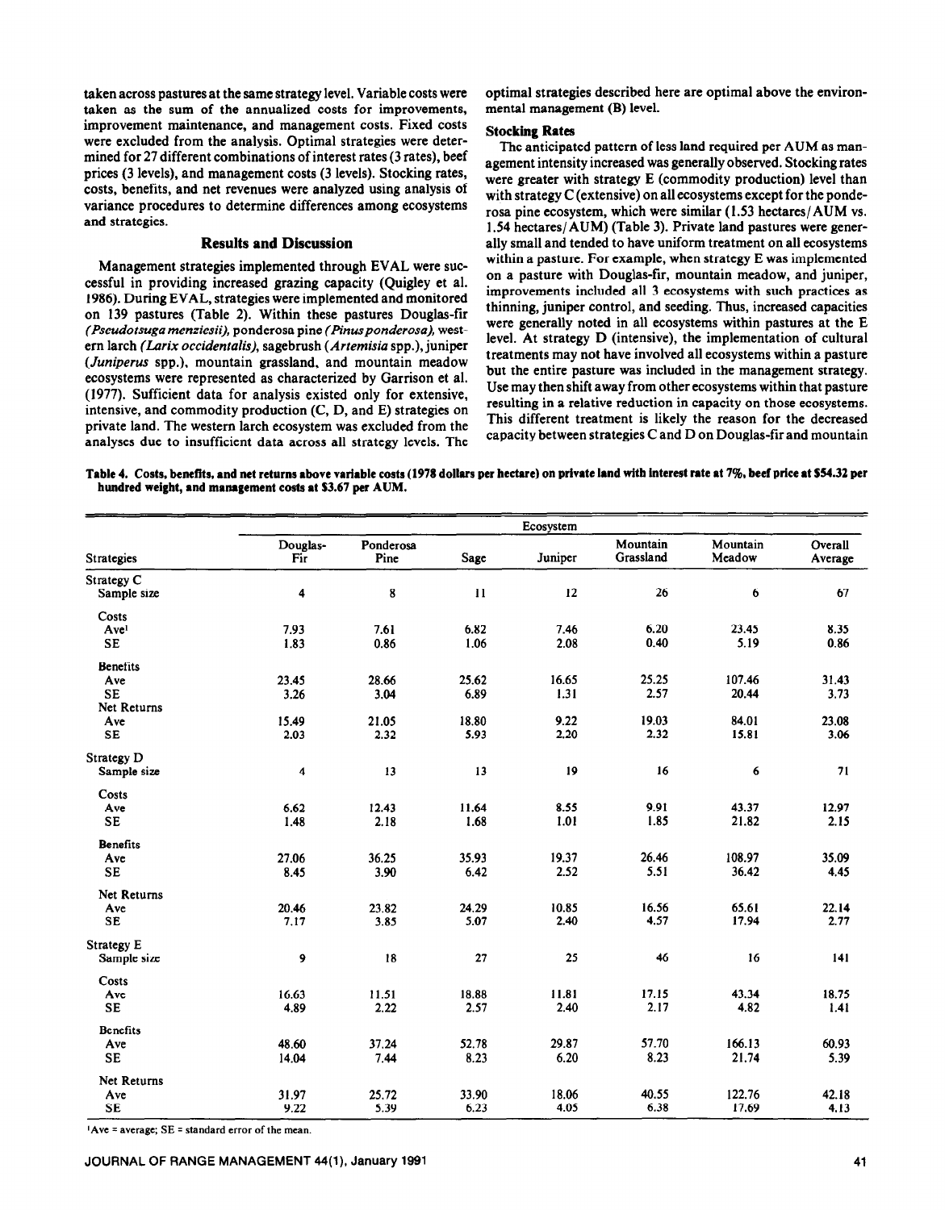taken across pastures at the same strategy level. Variable costs were taken as the sum of the annualized costs for improvements, improvement maintenance, and management costs. Fixed costs were excluded from the analysis. Optimal strategies were determined for 27 different combinations of interest rates (3 rates), beef prices (3 levels), and management costs (3 levels). Stocking rates, costs, benefits, and net revenues were analyzed using analysis of variance procedures to determine differences among ecosystems and strategies.

## Results and Discussion

Management strategies implemented through EVAL were successful in providing increased grazing capacity (Quigley et al. 1986). During EVAL, strategies were implemented and monitored on 139 pastures (Table 2). Within these pastures Douglas-fir *(Pseudotsuga menziesii)*, ponderosa pine *(Pinus ponderosa)*, western larch *(Larix occidentalis)*, sagebrush *(Artemisia* spp.), juniper *(Juniperus* spp.), mountain grassland, and mountain meadow ecosystems were represented as characterized by Garrison et al. (1977). Sufficient data for analysis existed only for extensive, intensive, and commodity production (C, D, and E) strategies on private land. The western larch ecosystem was excluded from the analyses due to insufficient data across all strategy levels. The optimal strategies described here are optimal above the environmental management (B) level.

### Stocking Rates

The anticipated pattern of less land required per AUM as management intensity increased was generally observed. Stocking rates were greater with strategy E (commodity production) level than with strategy C (extensive) on all ecosystems except for the ponderosa pine ecosystem, which were similar (1.53 hectares/AUM vs. 1.54 hectares/AUM) (Table 3). Private land pastures were generally small and tended to have uniform treatment on all ecosystems within a pasture. For example, when strategy E was implemented on a pasture with Douglas-fir, mountain meadow, and juniper, improvements included all 3 ecosystems with such practices as thinning, juniper control, and seeding. Thus, increased capacities were generally noted in all ecosystems within pastures at the E level. At strategy D (intensive), the implementation of cultural treatments may not have involved all ecosystems within a pasture but the entire pasture was included in the management strategy. Use may then shift away from other ecosystems within that pasture resulting in a relative reduction in capacity on those ecosystems. This different treatment is likely the reason for the decreased capacity between strategies C and D on Douglas-fir and mountain

**Table 4. Costs, benefits, and net returns above variable costs (1978 dollars per hectare) on private land with interest rate at 7%, beef price at $54.32 per hundred weight, and management costs at $3.67 per AUM.**

| Strategies | Ecosystem | | | | | | |
|---|---|---|---|---|---|---|---|
| | Douglas-Fir | Ponderosa Pine | Sage | Juniper | Mountain Grassland | Mountain Meadow | Overall Average |
| **Strategy C** | | | | | | | |
| Sample size | 4 | 8 | 11 | 12 | 26 | 6 | 67 |
| Costs | | | | | | | |
| Ave[1] | 7.93 | 7.61 | 6.82 | 7.46 | 6.20 | 23.45 | 8.35 |
| SE | 1.83 | 0.86 | 1.06 | 2.08 | 0.40 | 5.19 | 0.86 |
| Benefits | | | | | | | |
| Ave | 23.45 | 28.66 | 25.62 | 16.65 | 25.25 | 107.46 | 31.43 |
| SE | 3.26 | 3.04 | 6.89 | 1.31 | 2.57 | 20.44 | 3.73 |
| Net Returns | | | | | | | |
| Ave | 15.49 | 21.05 | 18.80 | 9.22 | 19.03 | 84.01 | 23.08 |
| SE | 2.03 | 2.32 | 5.93 | 2.20 | 2.32 | 15.81 | 3.06 |
| **Strategy D** | | | | | | | |
| Sample size | 4 | 13 | 13 | 19 | 16 | 6 | 71 |
| Costs | | | | | | | |
| Ave | 6.62 | 12.43 | 11.64 | 8.55 | 9.91 | 43.37 | 12.97 |
| SE | 1.48 | 2.18 | 1.68 | 1.01 | 1.85 | 21.82 | 2.15 |
| Benefits | | | | | | | |
| Ave | 27.06 | 36.25 | 35.93 | 19.37 | 26.46 | 108.97 | 35.09 |
| SE | 8.45 | 3.90 | 6.42 | 2.52 | 5.51 | 36.42 | 4.45 |
| Net Returns | | | | | | | |
| Ave | 20.46 | 23.82 | 24.29 | 10.85 | 16.56 | 65.61 | 22.14 |
| SE | 7.17 | 3.85 | 5.07 | 2.40 | 4.57 | 17.94 | 2.77 |
| **Strategy E** | | | | | | | |
| Sample size | 9 | 18 | 27 | 25 | 46 | 16 | 141 |
| Costs | | | | | | | |
| Ave | 16.63 | 11.51 | 18.88 | 11.81 | 17.15 | 43.34 | 18.75 |
| SE | 4.89 | 2.22 | 2.57 | 2.40 | 2.17 | 4.82 | 1.41 |
| Benefits | | | | | | | |
| Ave | 48.60 | 37.24 | 52.78 | 29.87 | 57.70 | 166.13 | 60.93 |
| SE | 14.04 | 7.44 | 8.23 | 6.20 | 8.23 | 21.74 | 5.39 |
| Net Returns | | | | | | | |
| Ave | 31.97 | 25.72 | 33.90 | 18.06 | 40.55 | 122.76 | 42.18 |
| SE | 9.22 | 5.39 | 6.23 | 4.05 | 6.38 | 17.69 | 4.13 |

[1]Ave = average; SE = standard error of the mean.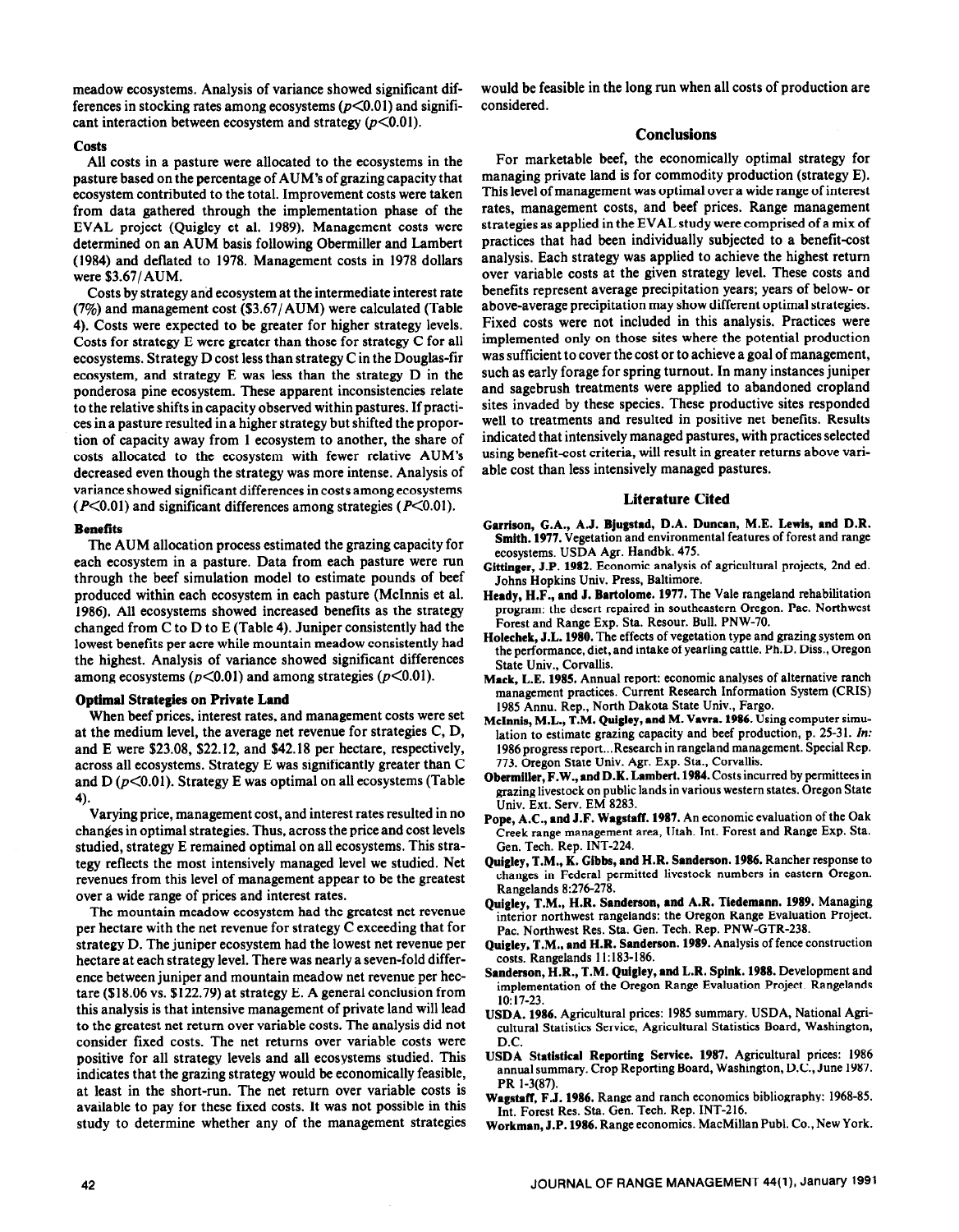meadow ecosystems. Analysis of variance showed significant differences in stocking rates among ecosystems ($p<0.01$) and significant interaction between ecosystem and strategy ($p<0.01$).

### Costs

All costs in a pasture were allocated to the ecosystems in the pasture based on the percentage of AUM's of grazing capacity that ecosystem contributed to the total. Improvement costs were taken from data gathered through the implementation phase of the EVAL project (Quigley et al. 1989). Management costs were determined on an AUM basis following Obermiller and Lambert (1984) and deflated to 1978. Management costs in 1978 dollars were $3.67/AUM.

Costs by strategy and ecosystem at the intermediate interest rate (7%) and management cost ($3.67/AUM) were calculated (Table 4). Costs were expected to be greater for higher strategy levels. Costs for strategy E were greater than those for strategy C for all ecosystems. Strategy D cost less than strategy C in the Douglas-fir ecosystem, and strategy E was less than the strategy D in the ponderosa pine ecosystem. These apparent inconsistencies relate to the relative shifts in capacity observed within pastures. If practices in a pasture resulted in a higher strategy but shifted the proportion of capacity away from 1 ecosystem to another, the share of costs allocated to the ecosystem with fewer relative AUM's decreased even though the strategy was more intense. Analysis of variance showed significant differences in costs among ecosystems ($P<0.01$) and significant differences among strategies ($P<0.01$).

### Benefits

The AUM allocation process estimated the grazing capacity for each ecosystem in a pasture. Data from each pasture were run through the beef simulation model to estimate pounds of beef produced within each ecosystem in each pasture (McInnis et al. 1986). All ecosystems showed increased benefits as the strategy changed from C to D to E (Table 4). Juniper consistently had the lowest benefits per acre while mountain meadow consistently had the highest. Analysis of variance showed significant differences among ecosystems ($p<0.01$) and among strategies ($p<0.01$).

### Optimal Strategies on Private Land

When beef prices, interest rates, and management costs were set at the medium level, the average net revenue for strategies C, D, and E were $23.08, $22.12, and $42.18 per hectare, respectively, across all ecosystems. Strategy E was significantly greater than C and D ($p<0.01$). Strategy E was optimal on all ecosystems (Table 4).

Varying price, management cost, and interest rates resulted in no changes in optimal strategies. Thus, across the price and cost levels studied, strategy E remained optimal on all ecosystems. This strategy reflects the most intensively managed level we studied. Net revenues from this level of management appear to be the greatest over a wide range of prices and interest rates.

The mountain meadow ecosystem had the greatest net revenue per hectare with the net revenue for strategy C exceeding that for strategy D. The juniper ecosystem had the lowest net revenue per hectare at each strategy level. There was nearly a seven-fold difference between juniper and mountain meadow net revenue per hectare ($18.06 vs. $122.79) at strategy E. A general conclusion from this analysis is that intensive management of private land will lead to the greatest net return over variable costs. The analysis did not consider fixed costs. The net returns over variable costs were positive for all strategy levels and all ecosystems studied. This indicates that the grazing strategy would be economically feasible, at least in the short-run. The net return over variable costs is available to pay for these fixed costs. It was not possible in this study to determine whether any of the management strategies would be feasible in the long run when all costs of production are considered.

## Conclusions

For marketable beef, the economically optimal strategy for managing private land is for commodity production (strategy E). This level of management was optimal over a wide range of interest rates, management costs, and beef prices. Range management strategies as applied in the EVAL study were comprised of a mix of practices that had been individually subjected to a benefit-cost analysis. Each strategy was applied to achieve the highest return over variable costs at the given strategy level. These costs and benefits represent average precipitation years; years of below- or above-average precipitation may show different optimal strategies. Fixed costs were not included in this analysis. Practices were implemented only on those sites where the potential production was sufficient to cover the cost or to achieve a goal of management, such as early forage for spring turnout. In many instances juniper and sagebrush treatments were applied to abandoned cropland sites invaded by these species. These productive sites responded well to treatments and resulted in positive net benefits. Results indicated that intensively managed pastures, with practices selected using benefit-cost criteria, will result in greater returns above variable cost than less intensively managed pastures.

## Literature Cited

**Garrison, G.A., A.J. Bjugstad, D.A. Duncan, M.E. Lewis, and D.R. Smith. 1977.** Vegetation and environmental features of forest and range ecosystems. USDA Agr. Handbk. 475.

**Gittinger, J.P. 1982.** Economic analysis of agricultural projects, 2nd ed. Johns Hopkins Univ. Press, Baltimore.

**Heady, H.F., and J. Bartolome. 1977.** The Vale rangeland rehabilitation program: the desert repaired in southeastern Oregon. Pac. Northwest Forest and Range Exp. Sta. Resour. Bull. PNW-70.

**Holechek, J.L. 1980.** The effects of vegetation type and grazing system on the performance, diet, and intake of yearling cattle. Ph.D. Diss., Oregon State Univ., Corvallis.

**Mack, L.E. 1985.** Annual report: economic analyses of alternative ranch management practices. Current Research Information System (CRIS) 1985 Annu. Rep., North Dakota State Univ., Fargo.

**McInnis, M.L., T.M. Quigley, and M. Vavra. 1986.** Using computer simulation to estimate grazing capacity and beef production, p. 25-31. *In:* 1986 progress report...Research in rangeland management. Special Rep. 773. Oregon State Univ. Agr. Exp. Sta., Corvallis.

**Obermiller, F.W., and D.K. Lambert. 1984.** Costs incurred by permittees in grazing livestock on public lands in various western states. Oregon State Univ. Ext. Serv. EM 8283.

**Pope, A.C., and J.F. Wagstaff. 1987.** An economic evaluation of the Oak Creek range management area, Utah. Int. Forest and Range Exp. Sta. Gen. Tech. Rep. INT-224.

**Quigley, T.M., K. Gibbs, and H.R. Sanderson. 1986.** Rancher response to changes in Federal permitted livestock numbers in eastern Oregon. Rangelands 8:276-278.

**Quigley, T.M., H.R. Sanderson, and A.R. Tiedemann. 1989.** Managing interior northwest rangelands: the Oregon Range Evaluation Project. Pac. Northwest Res. Sta. Gen. Tech. Rep. PNW-GTR-238.

**Quigley, T.M., and H.R. Sanderson. 1989.** Analysis of fence construction costs. Rangelands 11:183-186.

**Sanderson, H.R., T.M. Quigley, and L.R. Spink. 1988.** Development and implementation of the Oregon Range Evaluation Project. Rangelands 10:17-23.

**USDA. 1986.** Agricultural prices: 1985 summary. USDA, National Agricultural Statistics Service, Agricultural Statistics Board, Washington, D.C.

**USDA Statistical Reporting Service. 1987.** Agricultural prices: 1986 annual summary. Crop Reporting Board, Washington, D.C., June 1987. PR 1-3(87).

**Wagstaff, F.J. 1986.** Range and ranch economics bibliography: 1968-85. Int. Forest Res. Sta. Gen. Tech. Rep. INT-216.

**Workman, J.P. 1986.** Range economics. MacMillan Publ. Co., New York.